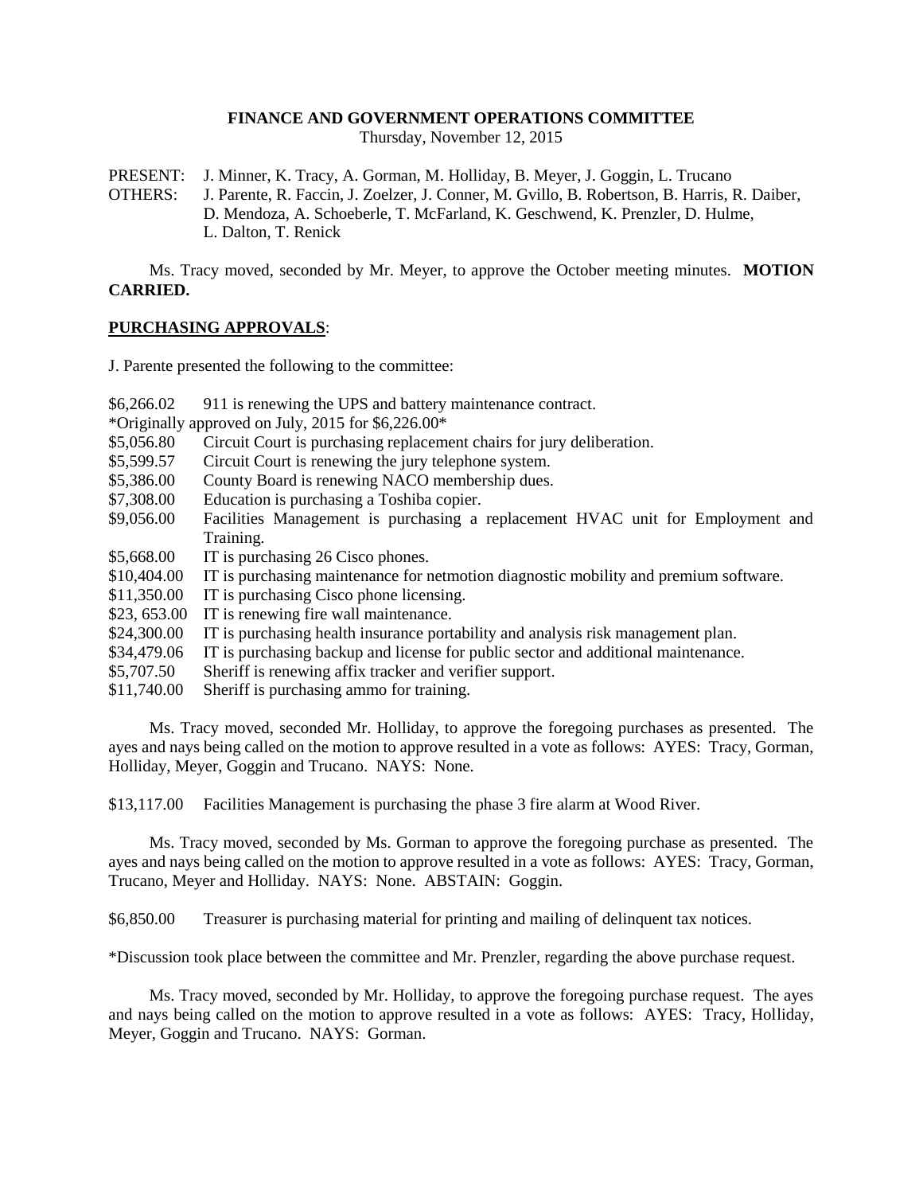**FINANCE AND GOVERNMENT OPERATIONS COMMITTEE**

Thursday, November 12, 2015

PRESENT: J. Minner, K. Tracy, A. Gorman, M. Holliday, B. Meyer, J. Goggin, L. Trucano

OTHERS: J. Parente, R. Faccin, J. Zoelzer, J. Conner, M. Gvillo, B. Robertson, B. Harris, R. Daiber, D. Mendoza, A. Schoeberle, T. McFarland, K. Geschwend, K. Prenzler, D. Hulme, L. Dalton, T. Renick

Ms. Tracy moved, seconded by Mr. Meyer, to approve the October meeting minutes. **MOTION CARRIED.**

**PURCHASING APPROVALS**:

J. Parente presented the following to the committee:

$6,266.02 911 is renewing the UPS and battery maintenance contract.
*Originally approved on July, 2015 for $6,226.00*
$5,056.80 Circuit Court is purchasing replacement chairs for jury deliberation.
$5,599.57 Circuit Court is renewing the jury telephone system.
$5,386.00 County Board is renewing NACO membership dues.
$7,308.00 Education is purchasing a Toshiba copier.
$9,056.00 Facilities Management is purchasing a replacement HVAC unit for Employment and Training.
$5,668.00 IT is purchasing 26 Cisco phones.
$10,404.00 IT is purchasing maintenance for netmotion diagnostic mobility and premium software.
$11,350.00 IT is purchasing Cisco phone licensing.
$23, 653.00 IT is renewing fire wall maintenance.
$24,300.00 IT is purchasing health insurance portability and analysis risk management plan.
$34,479.06 IT is purchasing backup and license for public sector and additional maintenance.
$5,707.50 Sheriff is renewing affix tracker and verifier support.
$11,740.00 Sheriff is purchasing ammo for training.

Ms. Tracy moved, seconded Mr. Holliday, to approve the foregoing purchases as presented. The ayes and nays being called on the motion to approve resulted in a vote as follows: AYES: Tracy, Gorman, Holliday, Meyer, Goggin and Trucano. NAYS: None.

$13,117.00 Facilities Management is purchasing the phase 3 fire alarm at Wood River.

Ms. Tracy moved, seconded by Ms. Gorman to approve the foregoing purchase as presented. The ayes and nays being called on the motion to approve resulted in a vote as follows: AYES: Tracy, Gorman, Trucano, Meyer and Holliday. NAYS: None. ABSTAIN: Goggin.

$6,850.00 Treasurer is purchasing material for printing and mailing of delinquent tax notices.

*Discussion took place between the committee and Mr. Prenzler, regarding the above purchase request.

Ms. Tracy moved, seconded by Mr. Holliday, to approve the foregoing purchase request. The ayes and nays being called on the motion to approve resulted in a vote as follows: AYES: Tracy, Holliday, Meyer, Goggin and Trucano. NAYS: Gorman.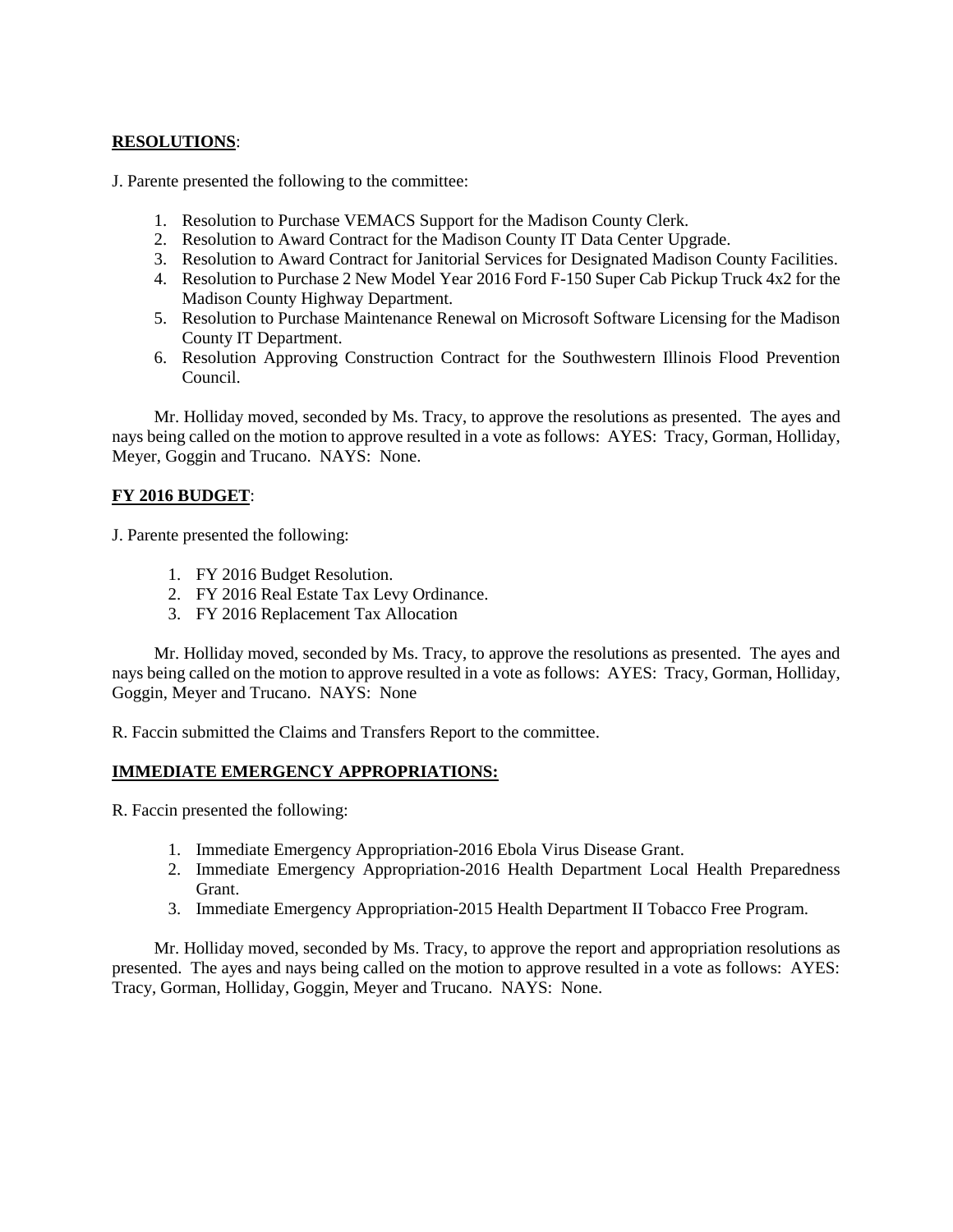**RESOLUTIONS**:

J. Parente presented the following to the committee:

1. Resolution to Purchase VEMACS Support for the Madison County Clerk.
2. Resolution to Award Contract for the Madison County IT Data Center Upgrade.
3. Resolution to Award Contract for Janitorial Services for Designated Madison County Facilities.
4. Resolution to Purchase 2 New Model Year 2016 Ford F-150 Super Cab Pickup Truck 4x2 for the Madison County Highway Department.
5. Resolution to Purchase Maintenance Renewal on Microsoft Software Licensing for the Madison County IT Department.
6. Resolution Approving Construction Contract for the Southwestern Illinois Flood Prevention Council.

Mr. Holliday moved, seconded by Ms. Tracy, to approve the resolutions as presented. The ayes and nays being called on the motion to approve resulted in a vote as follows: AYES: Tracy, Gorman, Holliday, Meyer, Goggin and Trucano. NAYS: None.

**FY 2016 BUDGET**:

J. Parente presented the following:

1. FY 2016 Budget Resolution.
2. FY 2016 Real Estate Tax Levy Ordinance.
3. FY 2016 Replacement Tax Allocation

Mr. Holliday moved, seconded by Ms. Tracy, to approve the resolutions as presented. The ayes and nays being called on the motion to approve resulted in a vote as follows: AYES: Tracy, Gorman, Holliday, Goggin, Meyer and Trucano. NAYS: None

R. Faccin submitted the Claims and Transfers Report to the committee.

**IMMEDIATE EMERGENCY APPROPRIATIONS:**

R. Faccin presented the following:

1. Immediate Emergency Appropriation-2016 Ebola Virus Disease Grant.
2. Immediate Emergency Appropriation-2016 Health Department Local Health Preparedness Grant.
3. Immediate Emergency Appropriation-2015 Health Department II Tobacco Free Program.

Mr. Holliday moved, seconded by Ms. Tracy, to approve the report and appropriation resolutions as presented. The ayes and nays being called on the motion to approve resulted in a vote as follows: AYES: Tracy, Gorman, Holliday, Goggin, Meyer and Trucano. NAYS: None.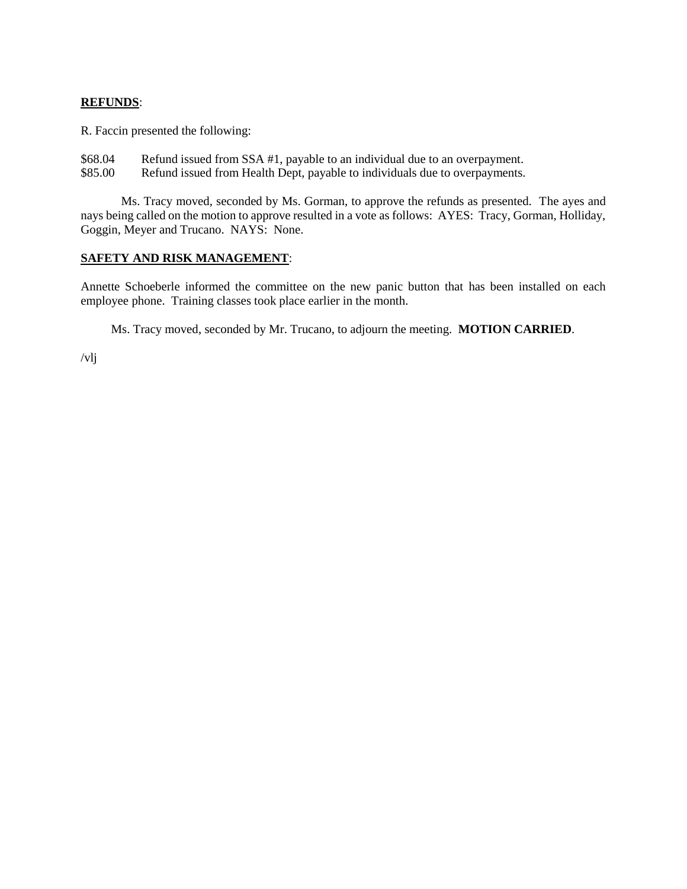**REFUNDS**:

R. Faccin presented the following:

$68.04 Refund issued from SSA #1, payable to an individual due to an overpayment.
$85.00 Refund issued from Health Dept, payable to individuals due to overpayments.

Ms. Tracy moved, seconded by Ms. Gorman, to approve the refunds as presented. The ayes and nays being called on the motion to approve resulted in a vote as follows: AYES: Tracy, Gorman, Holliday, Goggin, Meyer and Trucano. NAYS: None.

**SAFETY AND RISK MANAGEMENT**:

Annette Schoeberle informed the committee on the new panic button that has been installed on each employee phone. Training classes took place earlier in the month.

Ms. Tracy moved, seconded by Mr. Trucano, to adjourn the meeting. **MOTION CARRIED**.

/vlj